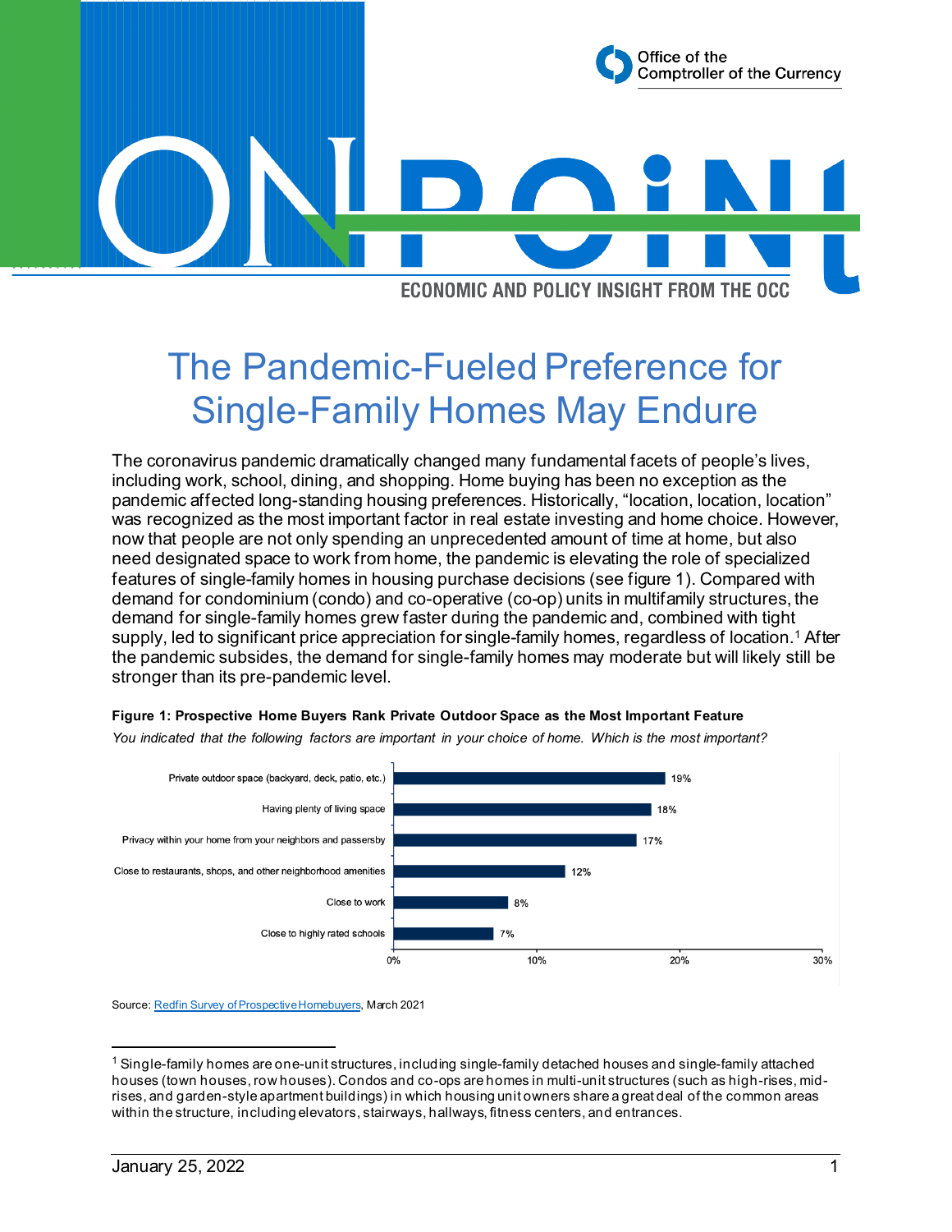Office of the Comptroller of the Currency

# ON POINT

ECONOMIC AND POLICY INSIGHT FROM THE OCC

# The Pandemic-Fueled Preference for Single-Family Homes May Endure

The coronavirus pandemic dramatically changed many fundamental facets of people's lives, including work, school, dining, and shopping. Home buying has been no exception as the pandemic affected long-standing housing preferences. Historically, "location, location, location" was recognized as the most important factor in real estate investing and home choice. However, now that people are not only spending an unprecedented amount of time at home, but also need designated space to work from home, the pandemic is elevating the role of specialized features of single-family homes in housing purchase decisions (see figure 1). Compared with demand for condominium (condo) and co-operative (co-op) units in multifamily structures, the demand for single-family homes grew faster during the pandemic and, combined with tight supply, led to significant price appreciation for single-family homes, regardless of location.[1] After the pandemic subsides, the demand for single-family homes may moderate but will likely still be stronger than its pre-pandemic level.

**Figure 1: Prospective Home Buyers Rank Private Outdoor Space as the Most Important Feature**

*You indicated that the following factors are important in your choice of home. Which is the most important?*

| Factor | Share |
| --- | --- |
| Private outdoor space (backyard, deck, patio, etc.) | 19% |
| Having plenty of living space | 18% |
| Privacy within your home from your neighbors and passersby | 17% |
| Close to restaurants, shops, and other neighborhood amenities | 12% |
| Close to work | 8% |
| Close to highly rated schools | 7% |

Source: Redfin Survey of Prospective Homebuyers, March 2021

[1] Single-family homes are one-unit structures, including single-family detached houses and single-family attached houses (town houses, row houses). Condos and co-ops are homes in multi-unit structures (such as high-rises, mid-rises, and garden-style apartment buildings) in which housing unit owners share a great deal of the common areas within the structure, including elevators, stairways, hallways, fitness centers, and entrances.

January 25, 2022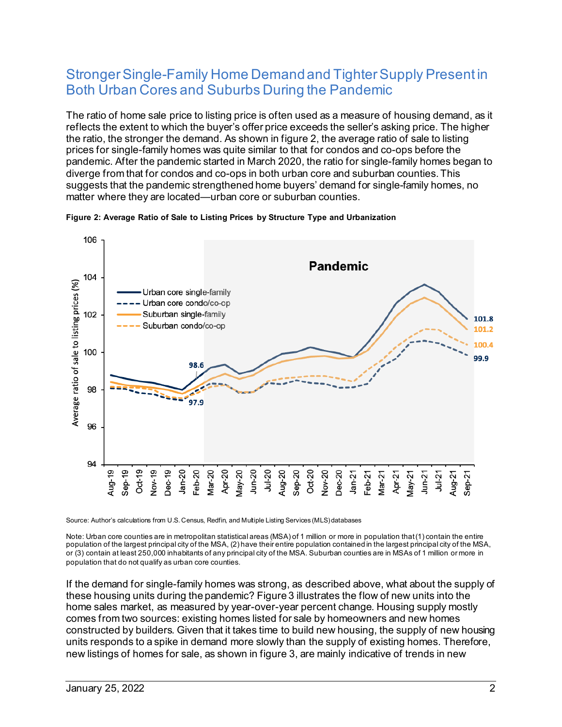## Stronger Single-Family Home Demand and Tighter Supply Present in Both Urban Cores and Suburbs During the Pandemic

The ratio of home sale price to listing price is often used as a measure of housing demand, as it reflects the extent to which the buyer's offer price exceeds the seller's asking price. The higher the ratio, the stronger the demand. As shown in figure 2, the average ratio of sale to listing prices for single-family homes was quite similar to that for condos and co-ops before the pandemic. After the pandemic started in March 2020, the ratio for single-family homes began to diverge from that for condos and co-ops in both urban core and suburban counties. This suggests that the pandemic strengthened home buyers' demand for single-family homes, no matter where they are located—urban core or suburban counties.

**Figure 2: Average Ratio of Sale to Listing Prices by Structure Type and Urbanization**

Source: Author's calculations from U.S. Census, Redfin, and Multiple Listing Services (MLS) databases

Note: Urban core counties are in metropolitan statistical areas (MSA) of 1 million or more in population that (1) contain the entire population of the largest principal city of the MSA, (2) have their entire population contained in the largest principal city of the MSA, or (3) contain at least 250,000 inhabitants of any principal city of the MSA. Suburban counties are in MSAs of 1 million or more in population that do not qualify as urban core counties.

If the demand for single-family homes was strong, as described above, what about the supply of these housing units during the pandemic? Figure 3 illustrates the flow of new units into the home sales market, as measured by year-over-year percent change. Housing supply mostly comes from two sources: existing homes listed for sale by homeowners and new homes constructed by builders. Given that it takes time to build new housing, the supply of new housing units responds to a spike in demand more slowly than the supply of existing homes. Therefore, new listings of homes for sale, as shown in figure 3, are mainly indicative of trends in new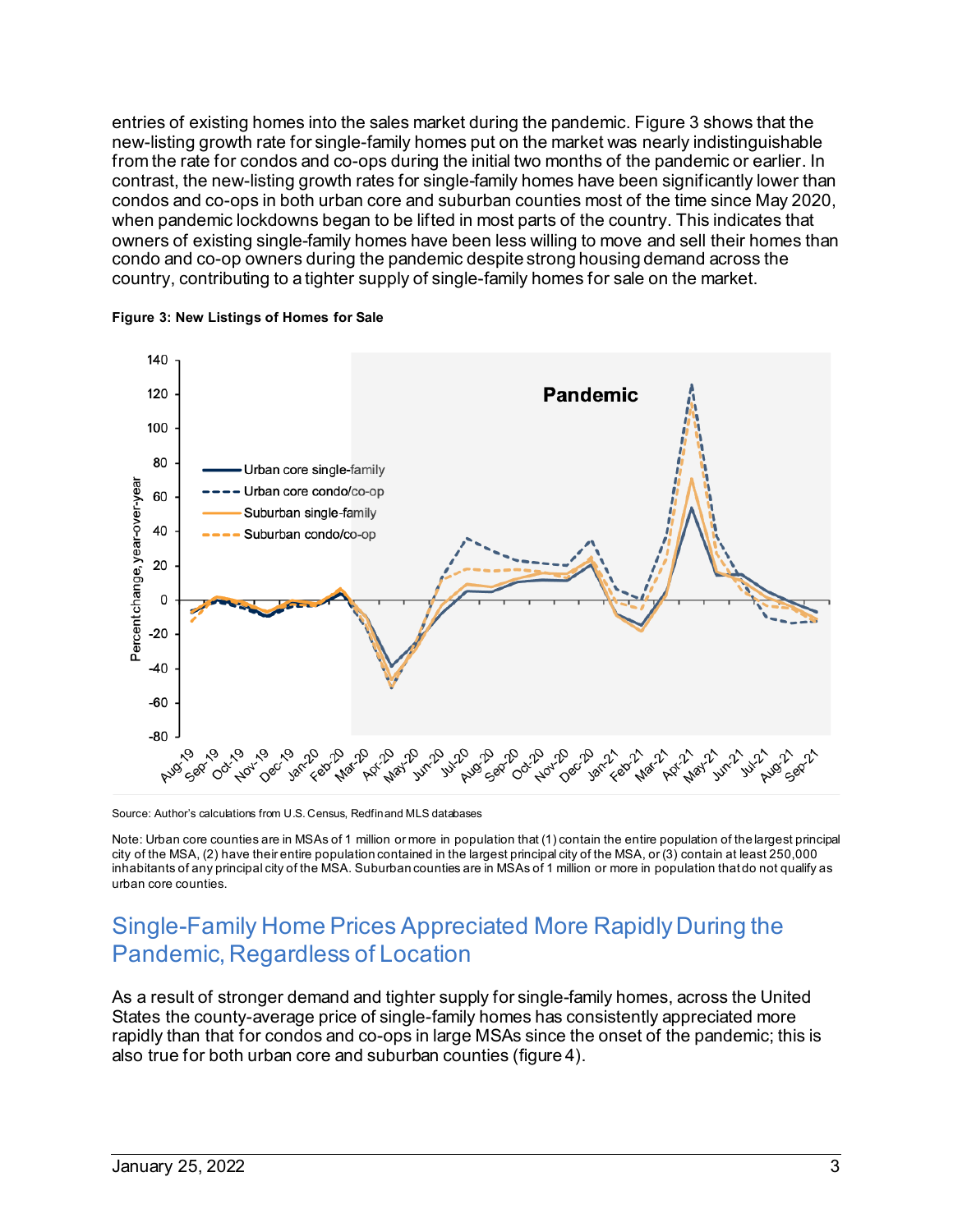entries of existing homes into the sales market during the pandemic. Figure 3 shows that the new-listing growth rate for single-family homes put on the market was nearly indistinguishable from the rate for condos and co-ops during the initial two months of the pandemic or earlier. In contrast, the new-listing growth rates for single-family homes have been significantly lower than condos and co-ops in both urban core and suburban counties most of the time since May 2020, when pandemic lockdowns began to be lifted in most parts of the country. This indicates that owners of existing single-family homes have been less willing to move and sell their homes than condo and co-op owners during the pandemic despite strong housing demand across the country, contributing to a tighter supply of single-family homes for sale on the market.

**Figure 3: New Listings of Homes for Sale**

Source: Author's calculations from U.S. Census, Redfin and MLS databases

Note: Urban core counties are in MSAs of 1 million or more in population that (1) contain the entire population of the largest principal city of the MSA, (2) have their entire population contained in the largest principal city of the MSA, or (3) contain at least 250,000 inhabitants of any principal city of the MSA. Suburban counties are in MSAs of 1 million or more in population that do not qualify as urban core counties.

## Single-Family Home Prices Appreciated More Rapidly During the Pandemic, Regardless of Location

As a result of stronger demand and tighter supply for single-family homes, across the United States the county-average price of single-family homes has consistently appreciated more rapidly than that for condos and co-ops in large MSAs since the onset of the pandemic; this is also true for both urban core and suburban counties (figure 4).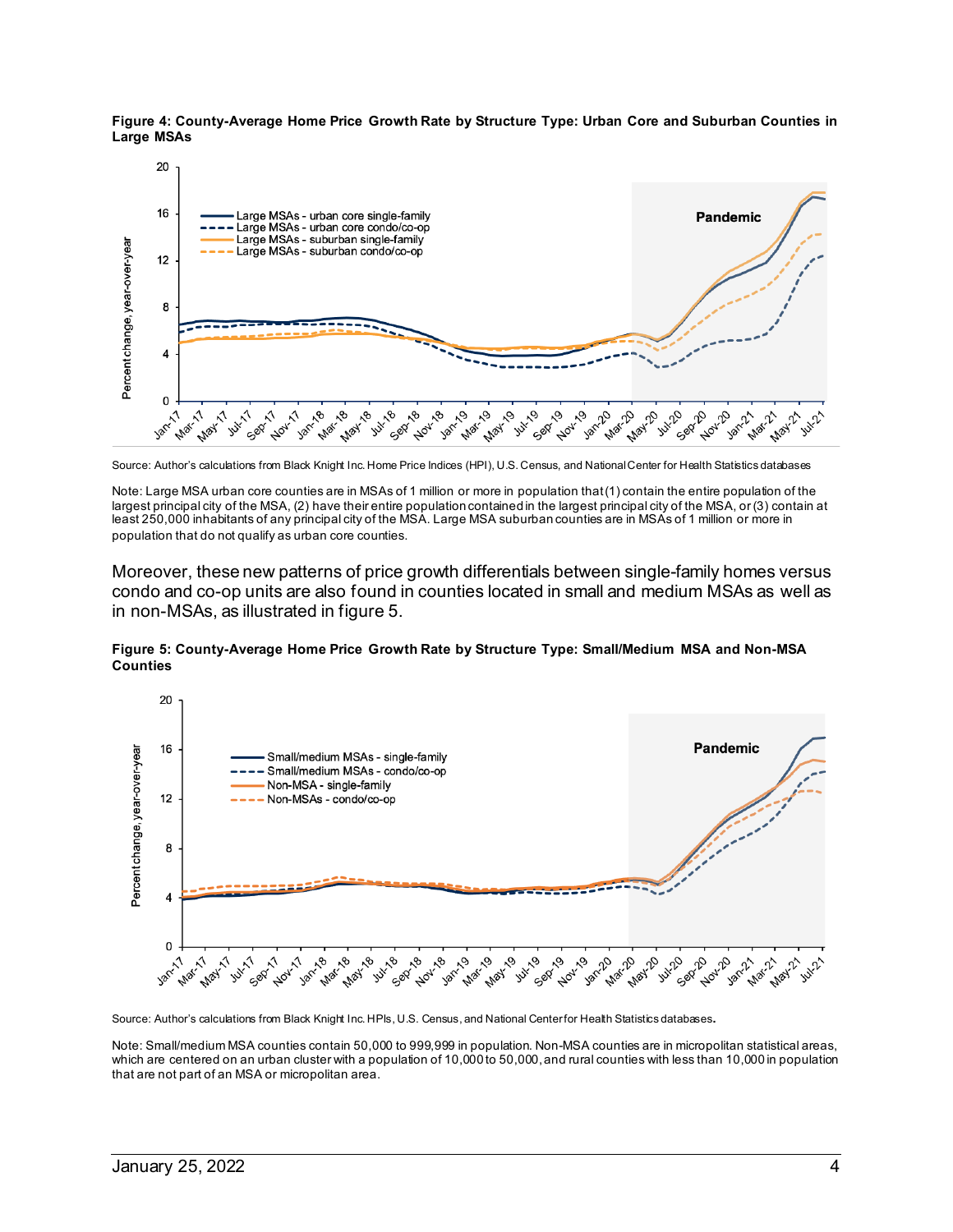**Figure 4: County-Average Home Price Growth Rate by Structure Type: Urban Core and Suburban Counties in Large MSAs**

Source: Author's calculations from Black Knight Inc. Home Price Indices (HPI), U.S. Census, and National Center for Health Statistics databases

Note: Large MSA urban core counties are in MSAs of 1 million or more in population that (1) contain the entire population of the largest principal city of the MSA, (2) have their entire population contained in the largest principal city of the MSA, or (3) contain at least 250,000 inhabitants of any principal city of the MSA. Large MSA suburban counties are in MSAs of 1 million or more in population that do not qualify as urban core counties.

Moreover, these new patterns of price growth differentials between single-family homes versus condo and co-op units are also found in counties located in small and medium MSAs as well as in non-MSAs, as illustrated in figure 5.

**Figure 5: County-Average Home Price Growth Rate by Structure Type: Small/Medium MSA and Non-MSA Counties**

Source: Author's calculations from Black Knight Inc. HPIs, U.S. Census, and National Center for Health Statistics databases.

Note: Small/medium MSA counties contain 50,000 to 999,999 in population. Non-MSA counties are in micropolitan statistical areas, which are centered on an urban cluster with a population of 10,000 to 50,000, and rural counties with less than 10,000 in population that are not part of an MSA or micropolitan area.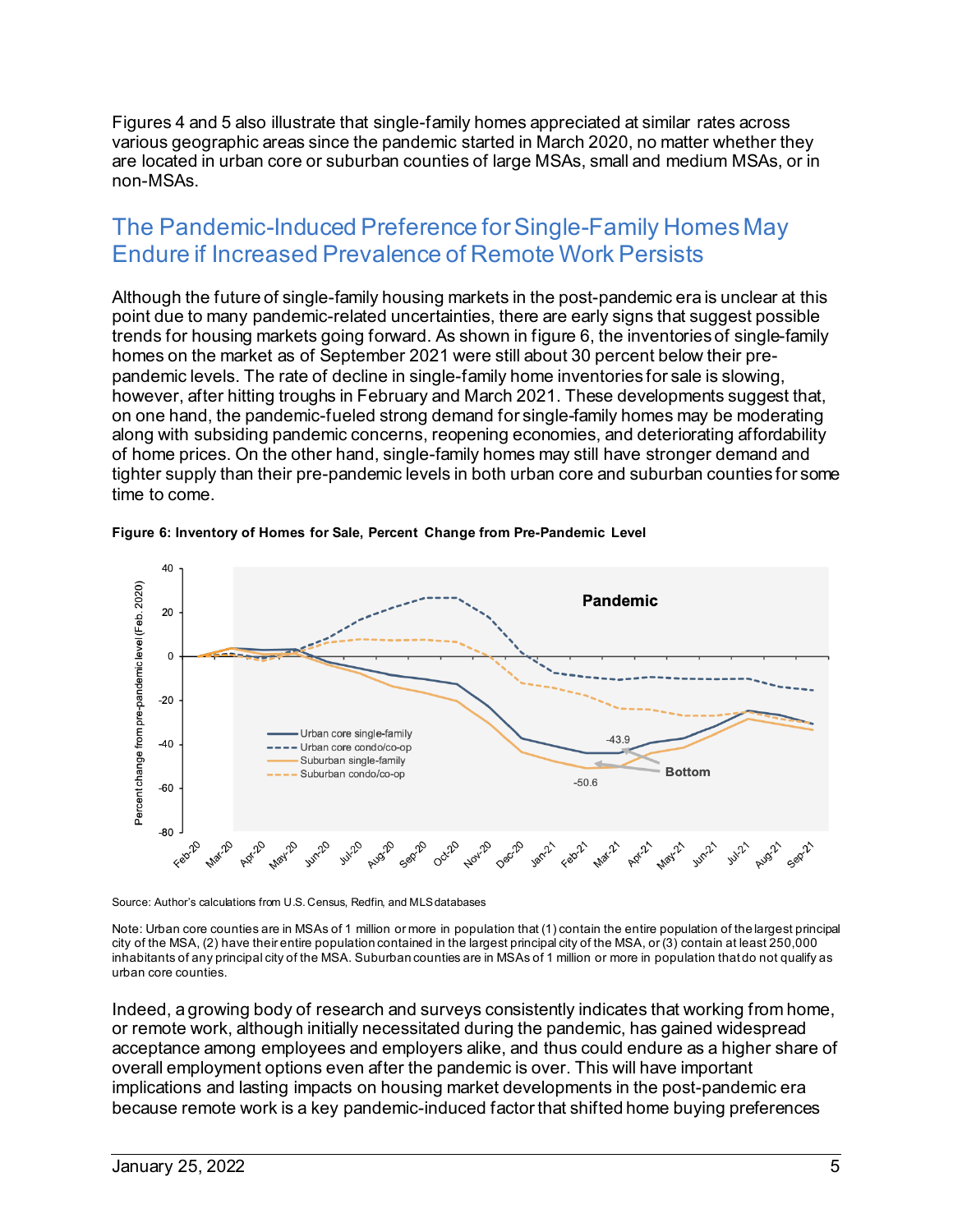Figures 4 and 5 also illustrate that single-family homes appreciated at similar rates across various geographic areas since the pandemic started in March 2020, no matter whether they are located in urban core or suburban counties of large MSAs, small and medium MSAs, or in non-MSAs.

## The Pandemic-Induced Preference for Single-Family Homes May Endure if Increased Prevalence of Remote Work Persists

Although the future of single-family housing markets in the post-pandemic era is unclear at this point due to many pandemic-related uncertainties, there are early signs that suggest possible trends for housing markets going forward. As shown in figure 6, the inventories of single-family homes on the market as of September 2021 were still about 30 percent below their pre-pandemic levels. The rate of decline in single-family home inventories for sale is slowing, however, after hitting troughs in February and March 2021. These developments suggest that, on one hand, the pandemic-fueled strong demand for single-family homes may be moderating along with subsiding pandemic concerns, reopening economies, and deteriorating affordability of home prices. On the other hand, single-family homes may still have stronger demand and tighter supply than their pre-pandemic levels in both urban core and suburban counties for some time to come.

**Figure 6: Inventory of Homes for Sale, Percent Change from Pre-Pandemic Level**

Source: Author's calculations from U.S. Census, Redfin, and MLS databases

Note: Urban core counties are in MSAs of 1 million or more in population that (1) contain the entire population of the largest principal city of the MSA, (2) have their entire population contained in the largest principal city of the MSA, or (3) contain at least 250,000 inhabitants of any principal city of the MSA. Suburban counties are in MSAs of 1 million or more in population that do not qualify as urban core counties.

Indeed, a growing body of research and surveys consistently indicates that working from home, or remote work, although initially necessitated during the pandemic, has gained widespread acceptance among employees and employers alike, and thus could endure as a higher share of overall employment options even after the pandemic is over. This will have important implications and lasting impacts on housing market developments in the post-pandemic era because remote work is a key pandemic-induced factor that shifted home buying preferences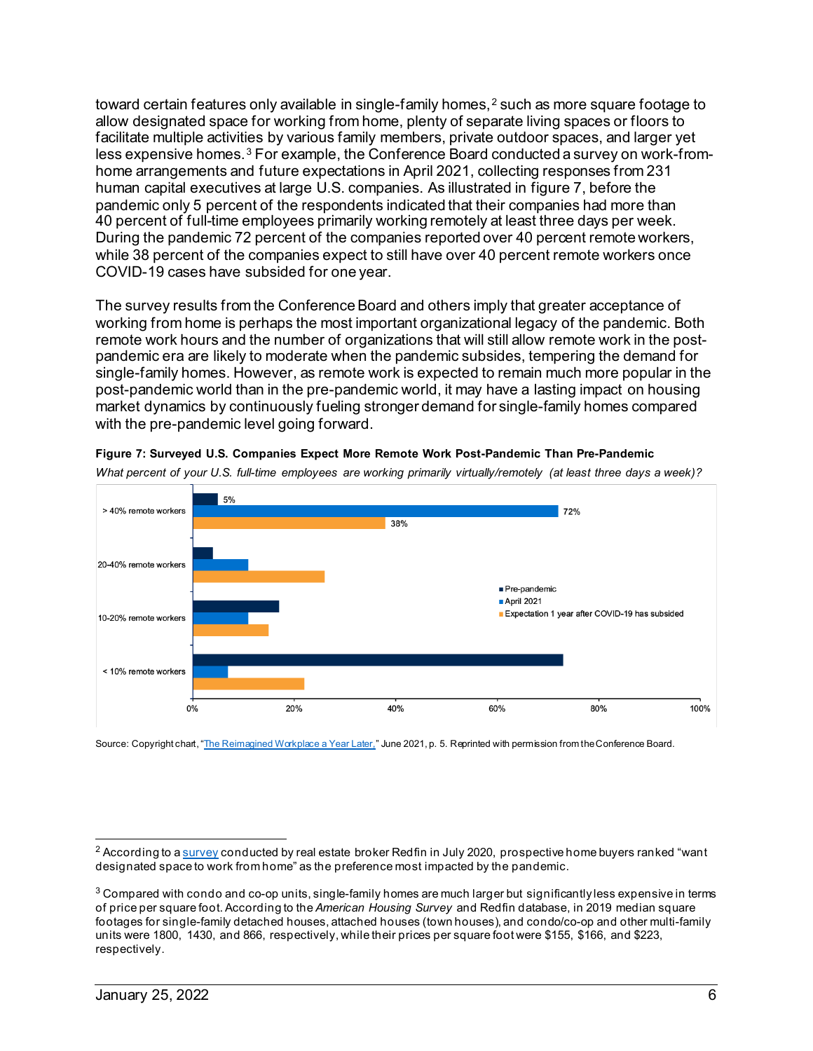toward certain features only available in single-family homes,[2] such as more square footage to allow designated space for working from home, plenty of separate living spaces or floors to facilitate multiple activities by various family members, private outdoor spaces, and larger yet less expensive homes.[3] For example, the Conference Board conducted a survey on work-from-home arrangements and future expectations in April 2021, collecting responses from 231 human capital executives at large U.S. companies. As illustrated in figure 7, before the pandemic only 5 percent of the respondents indicated that their companies had more than 40 percent of full-time employees primarily working remotely at least three days per week. During the pandemic 72 percent of the companies reported over 40 percent remote workers, while 38 percent of the companies expect to still have over 40 percent remote workers once COVID-19 cases have subsided for one year.

The survey results from the Conference Board and others imply that greater acceptance of working from home is perhaps the most important organizational legacy of the pandemic. Both remote work hours and the number of organizations that will still allow remote work in the post-pandemic era are likely to moderate when the pandemic subsides, tempering the demand for single-family homes. However, as remote work is expected to remain much more popular in the post-pandemic world than in the pre-pandemic world, it may have a lasting impact on housing market dynamics by continuously fueling stronger demand for single-family homes compared with the pre-pandemic level going forward.

**Figure 7: Surveyed U.S. Companies Expect More Remote Work Post-Pandemic Than Pre-Pandemic**

*What percent of your U.S. full-time employees are working primarily virtually/remotely (at least three days a week)?*

| | Pre-pandemic | April 2021 | Expectation 1 year after COVID-19 has subsided |
|---|---|---|---|
| > 40% remote workers | 5% | 72% | 38% |
| 20-40% remote workers | | | |
| 10-20% remote workers | | | |
| < 10% remote workers | | | |

Source: Copyright chart, "The Reimagined Workplace a Year Later," June 2021, p. 5. Reprinted with permission from the Conference Board.

---

[2] According to a survey conducted by real estate broker Redfin in July 2020, prospective home buyers ranked "want designated space to work from home" as the preference most impacted by the pandemic.

[3] Compared with condo and co-op units, single-family homes are much larger but significantly less expensive in terms of price per square foot. According to the *American Housing Survey* and Redfin database, in 2019 median square footages for single-family detached houses, attached houses (town houses), and condo/co-op and other multi-family units were 1800, 1430, and 866, respectively, while their prices per square foot were $155, $166, and $223, respectively.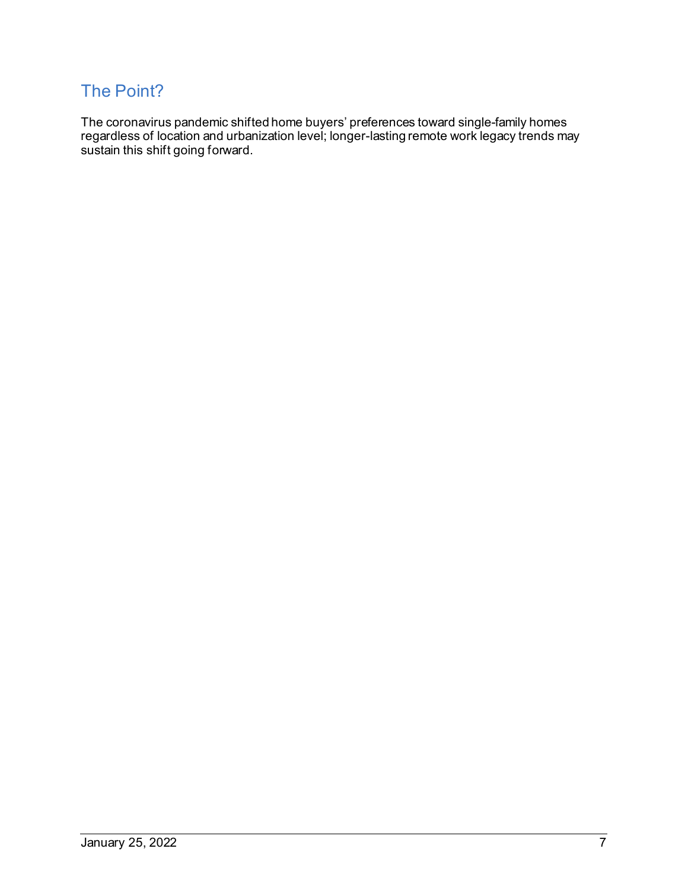## The Point?

The coronavirus pandemic shifted home buyers' preferences toward single-family homes regardless of location and urbanization level; longer-lasting remote work legacy trends may sustain this shift going forward.